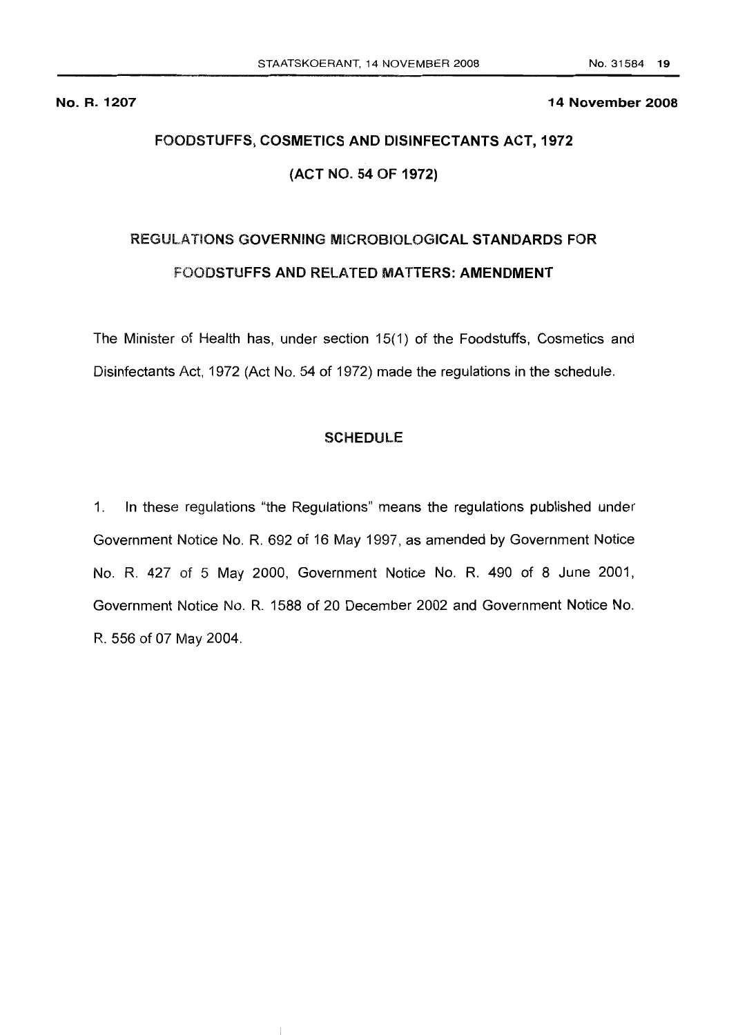**No. R. 1207** **14 November 2008**

## FOODSTUFFS, COSMETICS AND DISINFECTANTS ACT, 1972

## (ACT NO. 54 OF 1972)

## REGULATIONS GOVERNING MICROBIOLOGICAL STANDARDS FOR FOODSTUFFS AND RELATED MATTERS: AMENDMENT

The Minister of Health has, under section 15(1) of the Foodstuffs, Cosmetics and Disinfectants Act, 1972 (Act No. 54 of 1972) made the regulations in the schedule.

### SCHEDULE

1. In these regulations "the Regulations" means the regulations published under Government Notice No. R. 692 of 16 May 1997, as amended by Government Notice No. R. 427 of 5 May 2000, Government Notice No. R. 490 of 8 June 2001, Government Notice No. R. 1588 of 20 December 2002 and Government Notice No. R. 556 of 07 May 2004.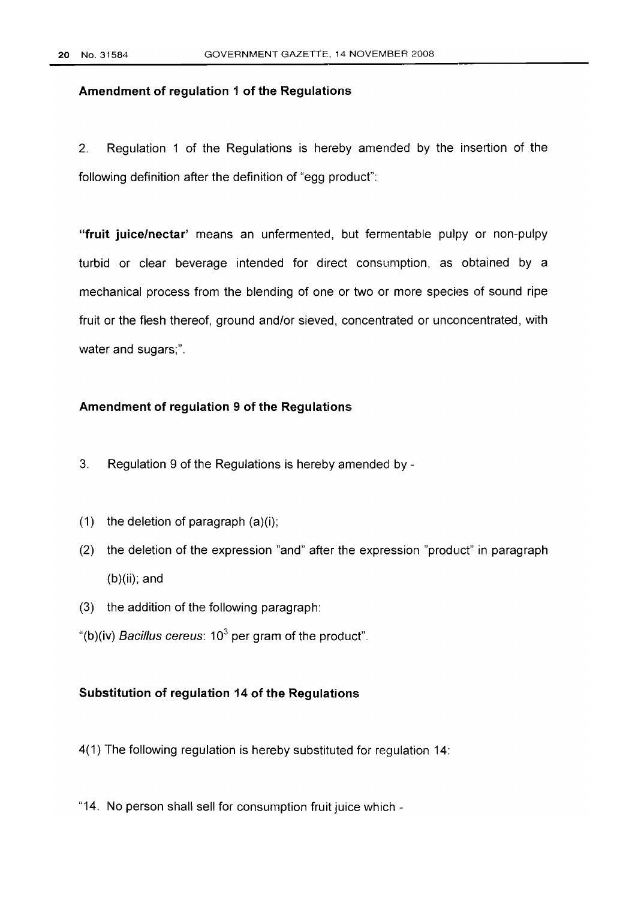**Amendment of regulation 1 of the Regulations**

2. Regulation 1 of the Regulations is hereby amended by the insertion of the following definition after the definition of "egg product":

**"fruit juice/nectar'** means an unfermented, but fermentable pulpy or non-pulpy turbid or clear beverage intended for direct consumption, as obtained by a mechanical process from the blending of one or two or more species of sound ripe fruit or the flesh thereof, ground and/or sieved, concentrated or unconcentrated, with water and sugars;".

**Amendment of regulation 9 of the Regulations**

3. Regulation 9 of the Regulations is hereby amended by -

(1) the deletion of paragraph (a)(i);

(2) the deletion of the expression "and" after the expression "product" in paragraph (b)(ii); and

(3) the addition of the following paragraph:

"(b)(iv) *Bacillus cereus*: $10^3$ per gram of the product".

**Substitution of regulation 14 of the Regulations**

4(1) The following regulation is hereby substituted for regulation 14:

"14. No person shall sell for consumption fruit juice which -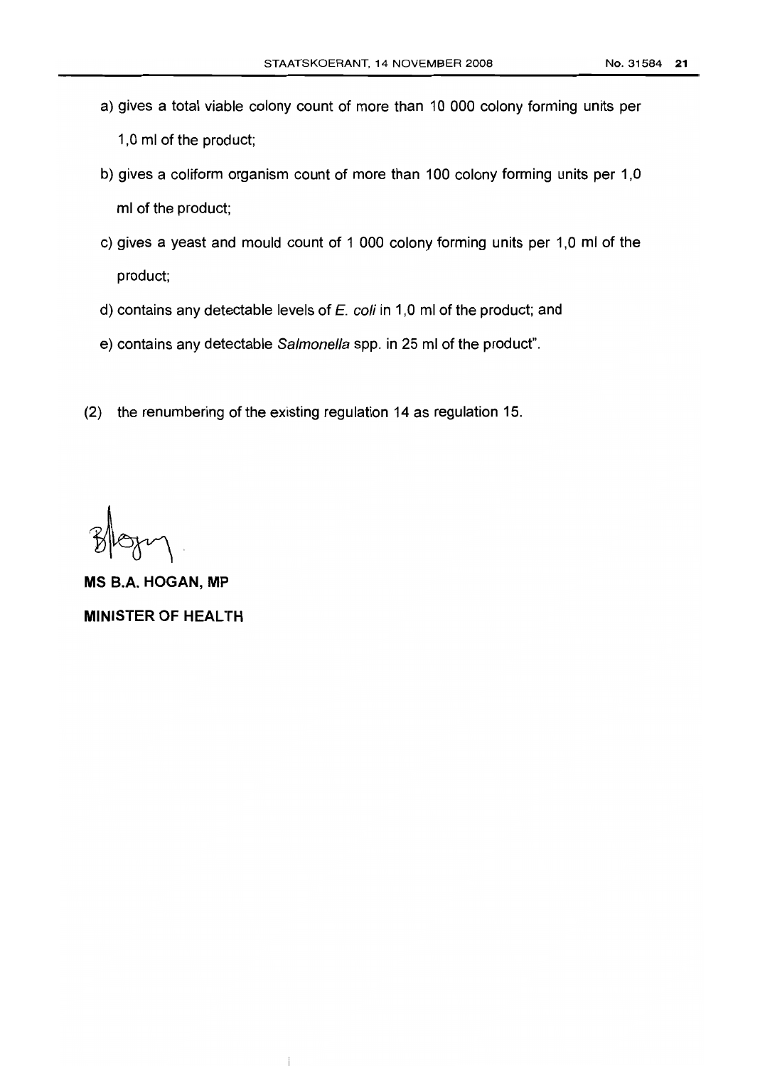a) gives a total viable colony count of more than 10 000 colony forming units per 1,0 ml of the product;

b) gives a coliform organism count of more than 100 colony forming units per 1,0 ml of the product;

c) gives a yeast and mould count of 1 000 colony forming units per 1,0 ml of the product;

d) contains any detectable levels of *E. coli* in 1,0 ml of the product; and

e) contains any detectable *Salmonella* spp. in 25 ml of the product".

(2) the renumbering of the existing regulation 14 as regulation 15.

**MS B.A. HOGAN, MP**

**MINISTER OF HEALTH**